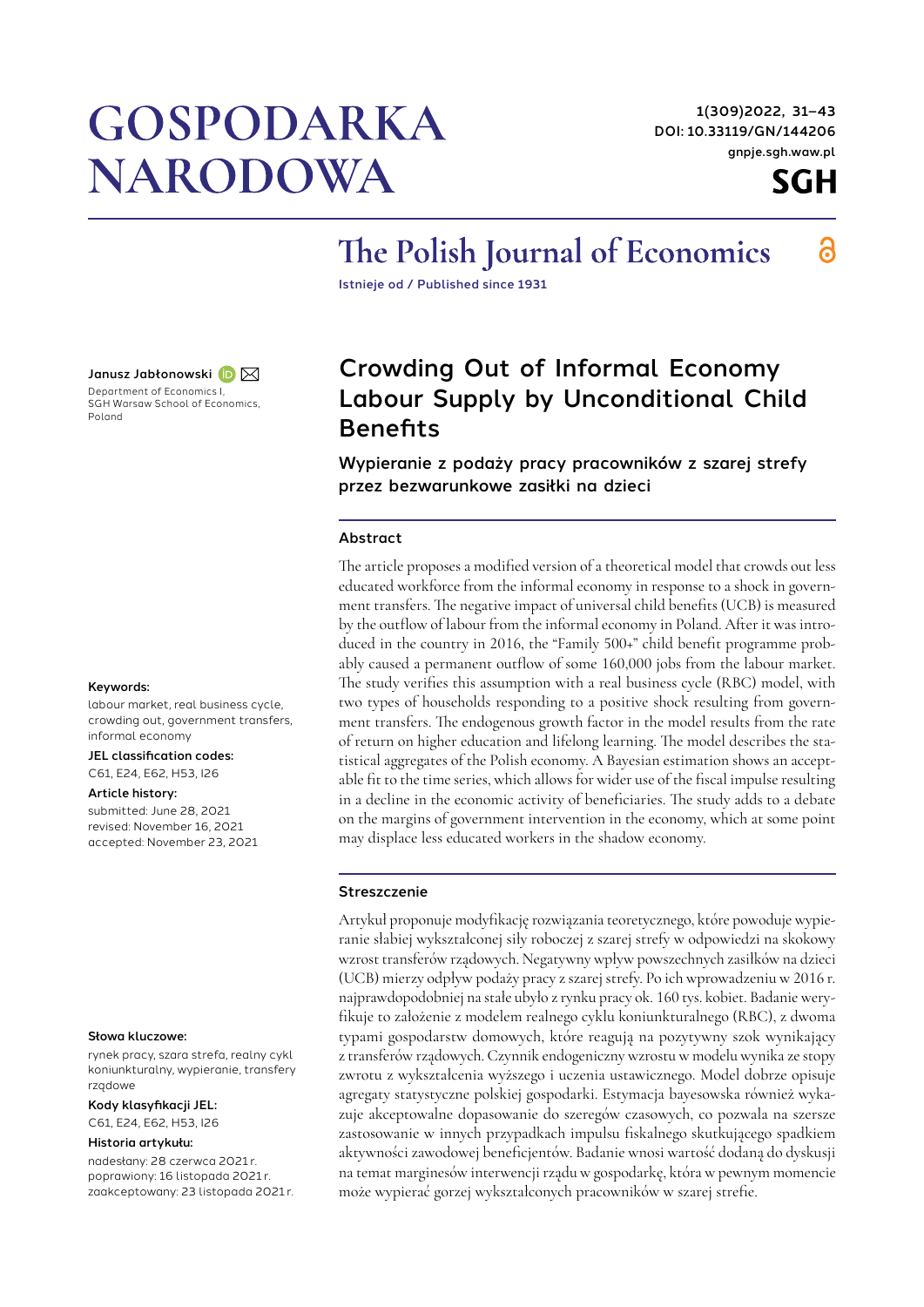# GOSPODARKA NARODOWA

1(309)2022, 31–43
DOI: 10.33119/GN/144206
gnpje.sgh.waw.pl

SGH

## The Polish Journal of Economics

Istnieje od / Published since 1931

**Janusz Jabłonowski**

Department of Economics I, SGH Warsaw School of Economics, Poland

# Crowding Out of Informal Economy Labour Supply by Unconditional Child Benefits

### Wypieranie z podaży pracy pracowników z szarej strefy przez bezwarunkowe zasiłki na dzieci

#### Abstract

The article proposes a modified version of a theoretical model that crowds out less educated workforce from the informal economy in response to a shock in government transfers. The negative impact of universal child benefits (UCB) is measured by the outflow of labour from the informal economy in Poland. After it was introduced in the country in 2016, the "Family 500+" child benefit programme probably caused a permanent outflow of some 160,000 jobs from the labour market. The study verifies this assumption with a real business cycle (RBC) model, with two types of households responding to a positive shock resulting from government transfers. The endogenous growth factor in the model results from the rate of return on higher education and lifelong learning. The model describes the statistical aggregates of the Polish economy. A Bayesian estimation shows an acceptable fit to the time series, which allows for wider use of the fiscal impulse resulting in a decline in the economic activity of beneficiaries. The study adds to a debate on the margins of government intervention in the economy, which at some point may displace less educated workers in the shadow economy.

**Keywords:**
labour market, real business cycle, crowding out, government transfers, informal economy

**JEL classification codes:**
C61, E24, E62, H53, I26

**Article history:**
submitted: June 28, 2021
revised: November 16, 2021
accepted: November 23, 2021

#### Streszczenie

Artykuł proponuje modyfikację rozwiązania teoretycznego, które powoduje wypieranie słabiej wykształconej siły roboczej z szarej strefy w odpowiedzi na skokowy wzrost transferów rządowych. Negatywny wpływ powszechnych zasiłków na dzieci (UCB) mierzy odpływ podaży pracy z szarej strefy. Po ich wprowadzeniu w 2016 r. najprawdopodobniej na stałe ubyło z rynku pracy ok. 160 tys. kobiet. Badanie weryfikuje to założenie z modelem realnego cyklu koniunkturalnego (RBC), z dwoma typami gospodarstw domowych, które reagują na pozytywny szok wynikający z transferów rządowych. Czynnik endogeniczny wzrostu w modelu wynika ze stopy zwrotu z wykształcenia wyższego i uczenia ustawicznego. Model dobrze opisuje agregaty statystyczne polskiej gospodarki. Estymacja bayesowska również wykazuje akceptowalne dopasowanie do szeregów czasowych, co pozwala na szersze zastosowanie w innych przypadkach impulsu fiskalnego skutkującego spadkiem aktywności zawodowej beneficjentów. Badanie wnosi wartość dodaną do dyskusji na temat marginesów interwencji rządu w gospodarkę, która w pewnym momencie może wypierać gorzej wykształconych pracowników w szarej strefie.

**Słowa kluczowe:**
rynek pracy, szara strefa, realny cykl koniunkturalny, wypieranie, transfery rządowe

**Kody klasyfikacji JEL:**
C61, E24, E62, H53, I26

**Historia artykułu:**
nadesłany: 28 czerwca 2021 r.
poprawiony: 16 listopada 2021 r.
zaakceptowany: 23 listopada 2021 r.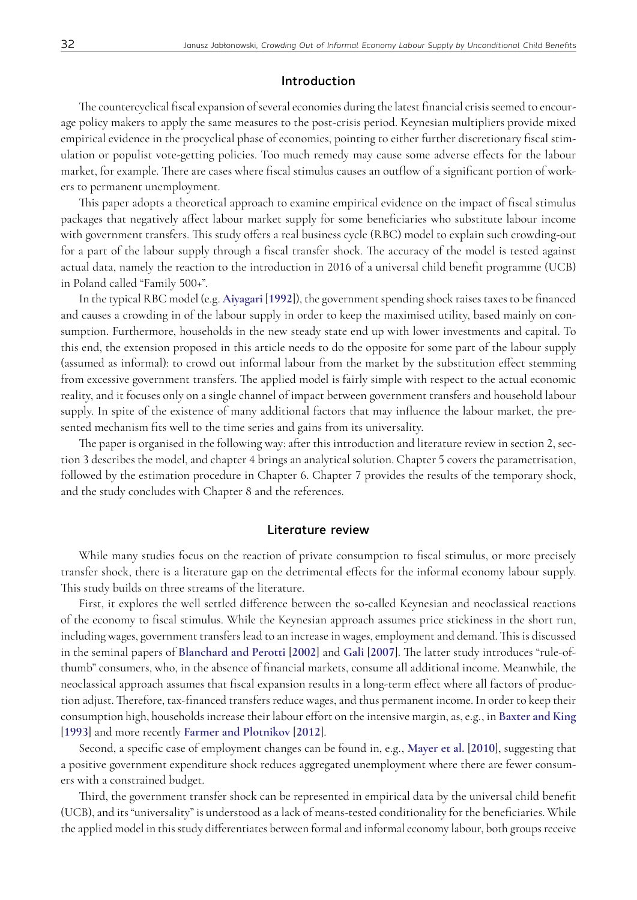## Introduction

The countercyclical fiscal expansion of several economies during the latest financial crisis seemed to encourage policy makers to apply the same measures to the post-crisis period. Keynesian multipliers provide mixed empirical evidence in the procyclical phase of economies, pointing to either further discretionary fiscal stimulation or populist vote-getting policies. Too much remedy may cause some adverse effects for the labour market, for example. There are cases where fiscal stimulus causes an outflow of a significant portion of workers to permanent unemployment.

This paper adopts a theoretical approach to examine empirical evidence on the impact of fiscal stimulus packages that negatively affect labour market supply for some beneficiaries who substitute labour income with government transfers. This study offers a real business cycle (RBC) model to explain such crowding-out for a part of the labour supply through a fiscal transfer shock. The accuracy of the model is tested against actual data, namely the reaction to the introduction in 2016 of a universal child benefit programme (UCB) in Poland called "Family 500+".

In the typical RBC model (e.g. **Aiyagari [1992]**), the government spending shock raises taxes to be financed and causes a crowding in of the labour supply in order to keep the maximised utility, based mainly on consumption. Furthermore, households in the new steady state end up with lower investments and capital. To this end, the extension proposed in this article needs to do the opposite for some part of the labour supply (assumed as informal): to crowd out informal labour from the market by the substitution effect stemming from excessive government transfers. The applied model is fairly simple with respect to the actual economic reality, and it focuses only on a single channel of impact between government transfers and household labour supply. In spite of the existence of many additional factors that may influence the labour market, the presented mechanism fits well to the time series and gains from its universality.

The paper is organised in the following way: after this introduction and literature review in section 2, section 3 describes the model, and chapter 4 brings an analytical solution. Chapter 5 covers the parametrisation, followed by the estimation procedure in Chapter 6. Chapter 7 provides the results of the temporary shock, and the study concludes with Chapter 8 and the references.

## Literature review

While many studies focus on the reaction of private consumption to fiscal stimulus, or more precisely transfer shock, there is a literature gap on the detrimental effects for the informal economy labour supply. This study builds on three streams of the literature.

First, it explores the well settled difference between the so-called Keynesian and neoclassical reactions of the economy to fiscal stimulus. While the Keynesian approach assumes price stickiness in the short run, including wages, government transfers lead to an increase in wages, employment and demand. This is discussed in the seminal papers of **Blanchard and Perotti [2002]** and **Gali [2007]**. The latter study introduces "rule-of-thumb" consumers, who, in the absence of financial markets, consume all additional income. Meanwhile, the neoclassical approach assumes that fiscal expansion results in a long-term effect where all factors of production adjust. Therefore, tax-financed transfers reduce wages, and thus permanent income. In order to keep their consumption high, households increase their labour effort on the intensive margin, as, e.g., in **Baxter and King [1993]** and more recently **Farmer and Plotnikov [2012]**.

Second, a specific case of employment changes can be found in, e.g., **Mayer et al. [2010]**, suggesting that a positive government expenditure shock reduces aggregated unemployment where there are fewer consumers with a constrained budget.

Third, the government transfer shock can be represented in empirical data by the universal child benefit (UCB), and its "universality" is understood as a lack of means-tested conditionality for the beneficiaries. While the applied model in this study differentiates between formal and informal economy labour, both groups receive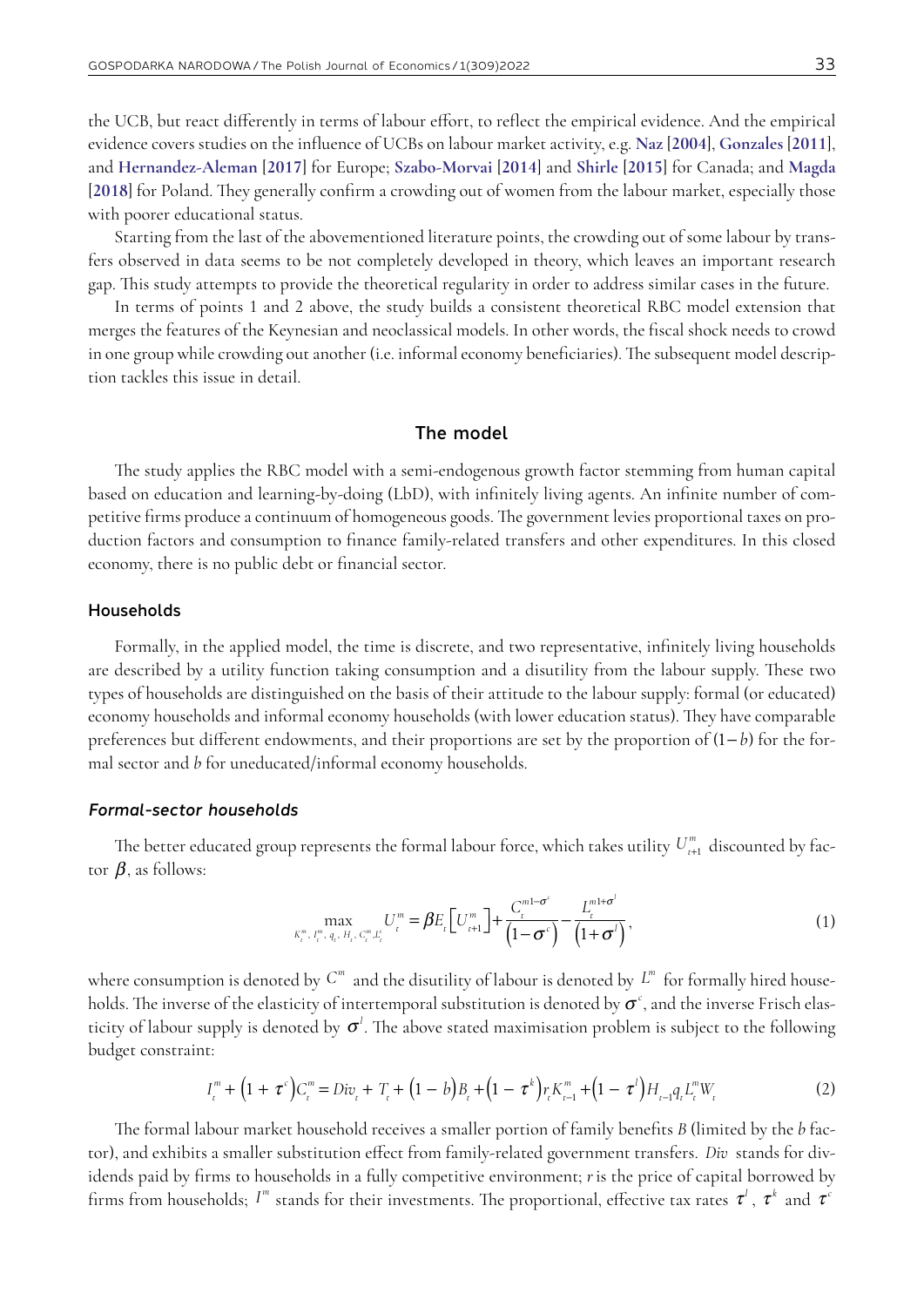the UCB, but react differently in terms of labour effort, to reflect the empirical evidence. And the empirical evidence covers studies on the influence of UCBs on labour market activity, e.g. **Naz [2004]**, **Gonzales [2011]**, and **Hernandez-Aleman [2017]** for Europe; **Szabo-Morvai [2014]** and **Shirle [2015]** for Canada; and **Magda [2018]** for Poland. They generally confirm a crowding out of women from the labour market, especially those with poorer educational status.

Starting from the last of the abovementioned literature points, the crowding out of some labour by transfers observed in data seems to be not completely developed in theory, which leaves an important research gap. This study attempts to provide the theoretical regularity in order to address similar cases in the future.

In terms of points 1 and 2 above, the study builds a consistent theoretical RBC model extension that merges the features of the Keynesian and neoclassical models. In other words, the fiscal shock needs to crowd in one group while crowding out another (i.e. informal economy beneficiaries). The subsequent model description tackles this issue in detail.

## The model

The study applies the RBC model with a semi-endogenous growth factor stemming from human capital based on education and learning-by-doing (LbD), with infinitely living agents. An infinite number of competitive firms produce a continuum of homogeneous goods. The government levies proportional taxes on production factors and consumption to finance family-related transfers and other expenditures. In this closed economy, there is no public debt or financial sector.

### Households

Formally, in the applied model, the time is discrete, and two representative, infinitely living households are described by a utility function taking consumption and a disutility from the labour supply. These two types of households are distinguished on the basis of their attitude to the labour supply: formal (or educated) economy households and informal economy households (with lower education status). They have comparable preferences but different endowments, and their proportions are set by the proportion of $(1-b)$ for the formal sector and $b$ for uneducated/informal economy households.

#### *Formal-sector households*

The better educated group represents the formal labour force, which takes utility $U_{t+1}^{m}$ discounted by factor $\beta$, as follows:

$$\max_{K_t^m,\, I_t^m,\, q_t,\, H_t,\, C_t^m, L_t^s} U_t^m = \beta E_t\left[U_{t+1}^m\right] + \frac{C_t^{m\,1-\sigma^c}}{\left(1-\sigma^c\right)} - \frac{L_t^{m\,1+\sigma^l}}{\left(1+\sigma^l\right)}, \tag{1}$$

where consumption is denoted by $C^m$ and the disutility of labour is denoted by $L^m$ for formally hired households. The inverse of the elasticity of intertemporal substitution is denoted by $\sigma^c$, and the inverse Frisch elasticity of labour supply is denoted by $\sigma^l$. The above stated maximisation problem is subject to the following budget constraint:

$$I_t^m + \left(1+\tau^c\right)C_t^m = Div_t + T_t + \left(1-b\right)B_t + \left(1-\tau^k\right)r_t K_{t-1}^m + \left(1-\tau^l\right)H_{t-1}q_t L_t^m W_t \tag{2}$$

The formal labour market household receives a smaller portion of family benefits $B$ (limited by the $b$ factor), and exhibits a smaller substitution effect from family-related government transfers. $Div$ stands for dividends paid by firms to households in a fully competitive environment; $r$ is the price of capital borrowed by firms from households; $I^m$ stands for their investments. The proportional, effective tax rates $\tau^l$, $\tau^k$ and $\tau^c$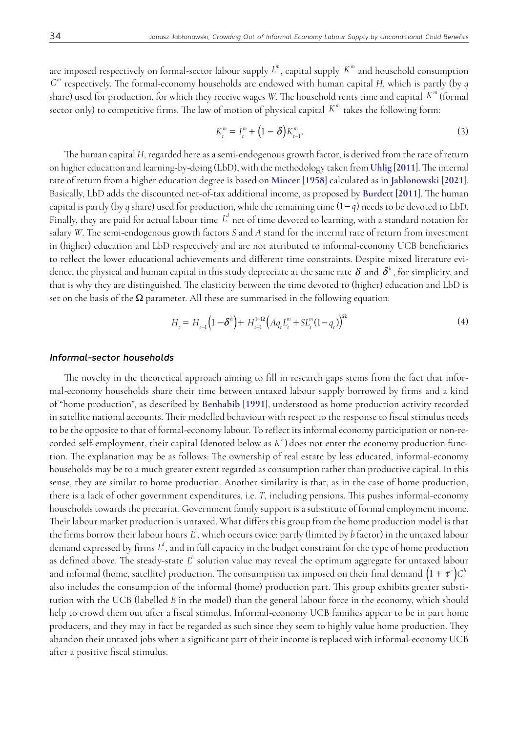are imposed respectively on formal-sector labour supply $L^m$, capital supply $K^m$ and household consumption $C^m$ respectively. The formal-economy households are endowed with human capital $H$, which is partly (by $q$ share) used for production, for which they receive wages $W$. The household rents time and capital $K^m$ (formal sector only) to competitive firms. The law of motion of physical capital $K^m$ takes the following form:

$$K_t^m = I_t^m + \left(1 - \delta\right) K_{t-1}^m. \tag{3}$$

The human capital $H$, regarded here as a semi-endogenous growth factor, is derived from the rate of return on higher education and learning-by-doing (LbD), with the methodology taken from **Uhlig [2011]**. The internal rate of return from a higher education degree is based on **Mincer [1958]** calculated as in **Jabłonowski [2021]**. Basically, LbD adds the discounted net-of-tax additional income, as proposed by **Burdett [2011]**. The human capital is partly (by $q$ share) used for production, while the remaining time $(1-q)$ needs to be devoted to LbD. Finally, they are paid for actual labour time $L^d$ net of time devoted to learning, with a standard notation for salary $W$. The semi-endogenous growth factors $S$ and $A$ stand for the internal rate of return from investment in (higher) education and LbD respectively and are not attributed to informal-economy UCB beneficiaries to reflect the lower educational achievements and different time constraints. Despite mixed literature evidence, the physical and human capital in this study depreciate at the same rate $\delta$ and $\delta^h$, for simplicity, and that is why they are distinguished. The elasticity between the time devoted to (higher) education and LbD is set on the basis of the $\Omega$ parameter. All these are summarised in the following equation:

$$H_t = H_{t-1}\left(1 - \delta^h\right) + H_{t-1}^{1-\Omega}\left(A q_t L_t^m + S L_t^m (1 - q_t)\right)^{\Omega} \tag{4}$$

### *Informal-sector households*

The novelty in the theoretical approach aiming to fill in research gaps stems from the fact that informal-economy households share their time between untaxed labour supply borrowed by firms and a kind of "home production", as described by **Benhabib [1991]**, understood as home production activity recorded in satellite national accounts. Their modelled behaviour with respect to the response to fiscal stimulus needs to be the opposite to that of formal-economy labour. To reflect its informal economy participation or non-recorded self-employment, their capital (denoted below as $K^h$) does not enter the economy production function. The explanation may be as follows: The ownership of real estate by less educated, informal-economy households may be to a much greater extent regarded as consumption rather than productive capital. In this sense, they are similar to home production. Another similarity is that, as in the case of home production, there is a lack of other government expenditures, i.e. $T$, including pensions. This pushes informal-economy households towards the precariat. Government family support is a substitute of formal employment income. Their labour market production is untaxed. What differs this group from the home production model is that the firms borrow their labour hours $L^h$, which occurs twice: partly (limited by $b$ factor) in the untaxed labour demand expressed by firms $L^d$, and in full capacity in the budget constraint for the type of home production as defined above. The steady-state $L^h$ solution value may reveal the optimum aggregate for untaxed labour and informal (home, satellite) production. The consumption tax imposed on their final demand $\left(1 + \tau^c\right)C^h$ also includes the consumption of the informal (home) production part. This group exhibits greater substitution with the UCB (labelled $B$ in the model) than the general labour force in the economy, which should help to crowd them out after a fiscal stimulus. Informal-economy UCB families appear to be in part home producers, and they may in fact be regarded as such since they seem to highly value home production. They abandon their untaxed jobs when a significant part of their income is replaced with informal-economy UCB after a positive fiscal stimulus.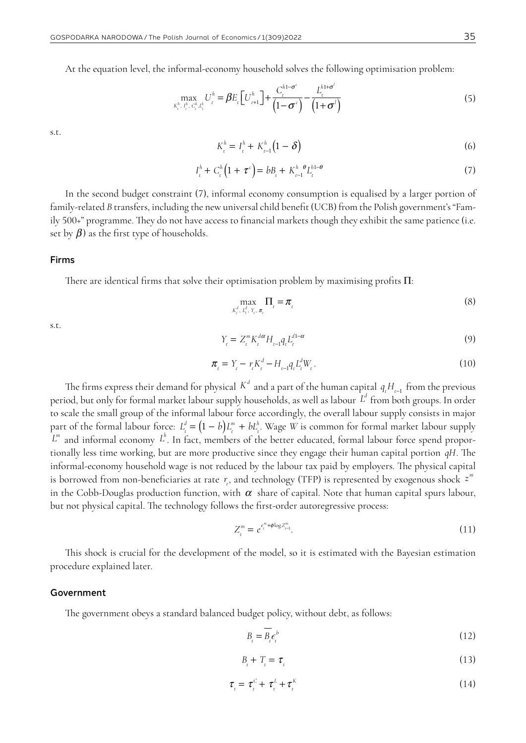At the equation level, the informal-economy household solves the following optimisation problem:

$$\max_{K_t^h,\, I_t^h,\, C_t^h, L_t^h} U_t^h = \beta E_t\left[U_{t+1}^h\right] + \frac{C_t^{h1-\sigma^c}}{\left(1-\sigma^c\right)} - \frac{L_t^{h1+\sigma^l}}{\left(1+\sigma^l\right)} \tag{5}$$

s.t.

$$K_t^h = I_t^h + K_{t-1}^h\left(1-\delta\right) \tag{6}$$

$$I_t^h + C_t^h\left(1+\tau^c\right) = bB_t + K_{t-1}^{h\,\theta} L_t^{h1-\theta} \tag{7}$$

In the second budget constraint (7), informal economy consumption is equalised by a larger portion of family-related $B$ transfers, including the new universal child benefit (UCB) from the Polish government's "Family 500+" programme. They do not have access to financial markets though they exhibit the same patience (i.e. set by $\beta$) as the first type of households.

### Firms

There are identical firms that solve their optimisation problem by maximising profits $\Pi$:

$$\max_{K_t^d,\, L_t^d,\, Y_t,\, \pi_t} \Pi_t = \pi_t \tag{8}$$

s.t.

$$Y_t = Z_t^m K_t^{d\alpha} H_{t-1} q_t L_t^{d1-\alpha} \tag{9}$$

$$\pi_t = Y_t - r_t K_t^d - H_{t-1} q_t L_t^d W_t. \tag{10}$$

The firms express their demand for physical $K^d$ and a part of the human capital $q_t H_{t-1}$ from the previous period, but only for formal market labour supply households, as well as labour $L^d$ from both groups. In order to scale the small group of the informal labour force accordingly, the overall labour supply consists in major part of the formal labour force: $L_t^d = \left(1-b\right)L_t^m + bL_t^h$. Wage $W$ is common for formal market labour supply $L^m$ and informal economy $L^h$. In fact, members of the better educated, formal labour force spend proportionally less time working, but are more productive since they engage their human capital portion $qH$. The informal-economy household wage is not reduced by the labour tax paid by employers. The physical capital is borrowed from non-beneficiaries at rate $r_t$, and technology (TFP) is represented by exogenous shock $z^m$ in the Cobb-Douglas production function, with $\alpha$ share of capital. Note that human capital spurs labour, but not physical capital. The technology follows the first-order autoregressive process:

$$Z_t^m = e^{\epsilon_t^m + \phi \log Z_{t-1}^m}. \tag{11}$$

This shock is crucial for the development of the model, so it is estimated with the Bayesian estimation procedure explained later.

### Government

The government obeys a standard balanced budget policy, without debt, as follows:

$$B_t = \overline{B_t}\epsilon_t^b \tag{12}$$

$$B_t + T_t = \tau_t \tag{13}$$

$$\tau_t = \tau_t^C + \tau_t^L + \tau_t^K \tag{14}$$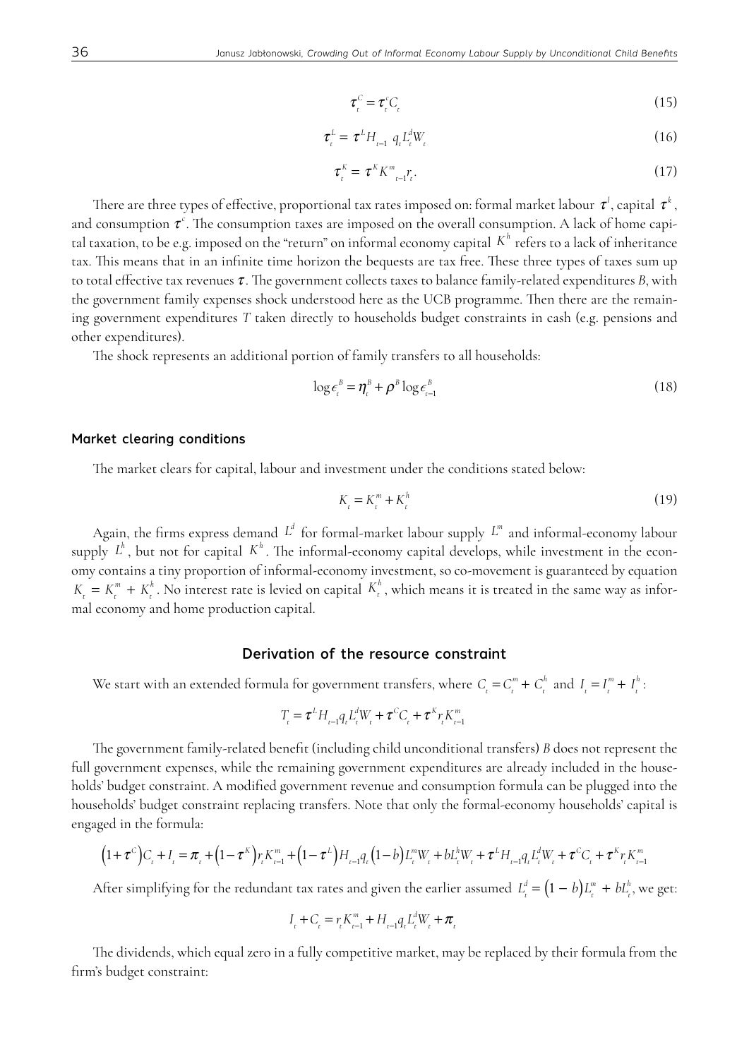$$\tau_t^C = \tau_t^c C_t \tag{15}$$

$$\tau_t^L = \tau^L H_{t-1} \; q_t L_t^d W_t \tag{16}$$

$$\tau_t^K = \tau^K K^m{}_{t-1} r_t . \tag{17}$$

There are three types of effective, proportional tax rates imposed on: formal market labour $\tau^l$, capital $\tau^k$, and consumption $\tau^c$. The consumption taxes are imposed on the overall consumption. A lack of home capital taxation, to be e.g. imposed on the "return" on informal economy capital $K^h$ refers to a lack of inheritance tax. This means that in an infinite time horizon the bequests are tax free. These three types of taxes sum up to total effective tax revenues $\tau$. The government collects taxes to balance family-related expenditures *B*, with the government family expenses shock understood here as the UCB programme. Then there are the remaining government expenditures *T* taken directly to households budget constraints in cash (e.g. pensions and other expenditures).

The shock represents an additional portion of family transfers to all households:

$$\log \epsilon_t^B = \eta_t^B + \rho^B \log \epsilon_{t-1}^B \tag{18}$$

### Market clearing conditions

The market clears for capital, labour and investment under the conditions stated below:

$$K_t = K_t^m + K_t^h \tag{19}$$

Again, the firms express demand $L^d$ for formal-market labour supply $L^m$ and informal-economy labour supply $L^h$, but not for capital $K^h$. The informal-economy capital develops, while investment in the economy contains a tiny proportion of informal-economy investment, so co-movement is guaranteed by equation $K_t = K_t^m + K_t^h$. No interest rate is levied on capital $K_t^h$, which means it is treated in the same way as informal economy and home production capital.

## Derivation of the resource constraint

We start with an extended formula for government transfers, where $C_t = C_t^m + C_t^h$ and $I_t = I_t^m + I_t^h$:

$$T_t = \tau^L H_{t-1} q_t L_t^d W_t + \tau^C C_t + \tau^K r_t K_{t-1}^m$$

The government family-related benefit (including child unconditional transfers) *B* does not represent the full government expenses, while the remaining government expenditures are already included in the households' budget constraint. A modified government revenue and consumption formula can be plugged into the households' budget constraint replacing transfers. Note that only the formal-economy households' capital is engaged in the formula:

$$\left(1+\tau^C\right)C_t + I_t = \pi_t + \left(1-\tau^K\right) r_t K_{t-1}^m + \left(1-\tau^L\right) H_{t-1} q_t \left(1-b\right) L_t^m W_t + b L_t^h W_t + \tau^L H_{t-1} q_t L_t^d W_t + \tau^C C_t + \tau^K r_t K_{t-1}^m$$

After simplifying for the redundant tax rates and given the earlier assumed $L_t^d = \left(1-b\right)L_t^m + bL_t^h$, we get:

$$I_t + C_t = r_t K_{t-1}^m + H_{t-1} q_t L_t^d W_t + \pi_t$$

The dividends, which equal zero in a fully competitive market, may be replaced by their formula from the firm's budget constraint: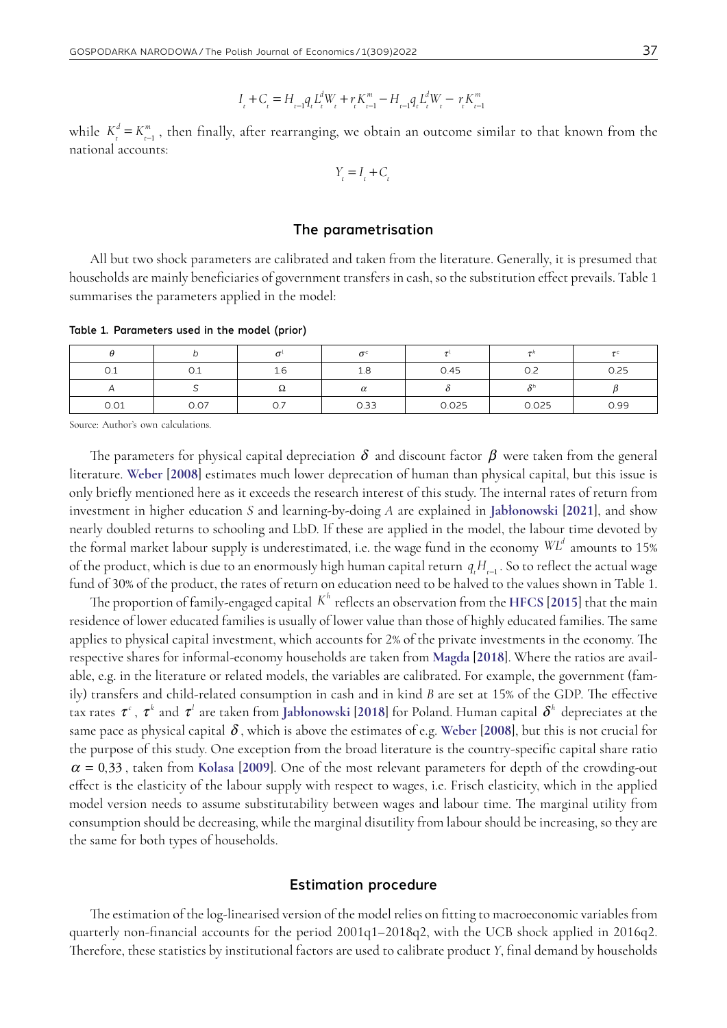$$I_t + C_t = H_{t-1} q_t L_t^d W_t + r_t K_{t-1}^m - H_{t-1} q_t L_t^d W_t - r_t K_{t-1}^m$$

while $K_t^d = K_{t-1}^m$, then finally, after rearranging, we obtain an outcome similar to that known from the national accounts:

$$Y_t = I_t + C_t$$

## The parametrisation

All but two shock parameters are calibrated and taken from the literature. Generally, it is presumed that households are mainly beneficiaries of government transfers in cash, so the substitution effect prevails. Table 1 summarises the parameters applied in the model:

**Table 1. Parameters used in the model (prior)**

| $\theta$ | $b$ | $\sigma^l$ | $\sigma^c$ | $\tau^l$ | $\tau^k$ | $\tau^c$ |
|---|---|---|---|---|---|---|
| 0.1 | 0.1 | 1.6 | 1.8 | 0.45 | 0.2 | 0.25 |
| $A$ | $S$ | $\Omega$ | $\alpha$ | $\delta$ | $\delta^h$ | $\beta$ |
| 0.01 | 0.07 | 0.7 | 0.33 | 0.025 | 0.025 | 0.99 |

Source: Author's own calculations.

The parameters for physical capital depreciation $\delta$ and discount factor $\beta$ were taken from the general literature. **Weber [2008]** estimates much lower deprecation of human than physical capital, but this issue is only briefly mentioned here as it exceeds the research interest of this study. The internal rates of return from investment in higher education $S$ and learning-by-doing $A$ are explained in **Jabłonowski [2021]**, and show nearly doubled returns to schooling and LbD. If these are applied in the model, the labour time devoted by the formal market labour supply is underestimated, i.e. the wage fund in the economy $WL^d$ amounts to 15% of the product, which is due to an enormously high human capital return $q_t H_{t-1}$. So to reflect the actual wage fund of 30% of the product, the rates of return on education need to be halved to the values shown in Table 1.

The proportion of family-engaged capital $K^h$ reflects an observation from the **HFCS [2015]** that the main residence of lower educated families is usually of lower value than those of highly educated families. The same applies to physical capital investment, which accounts for 2% of the private investments in the economy. The respective shares for informal-economy households are taken from **Magda [2018]**. Where the ratios are available, e.g. in the literature or related models, the variables are calibrated. For example, the government (family) transfers and child-related consumption in cash and in kind $B$ are set at 15% of the GDP. The effective tax rates $\tau^c$, $\tau^k$ and $\tau^l$ are taken from **Jabłonowski [2018]** for Poland. Human capital $\delta^h$ depreciates at the same pace as physical capital $\delta$, which is above the estimates of e.g. **Weber [2008]**, but this is not crucial for the purpose of this study. One exception from the broad literature is the country-specific capital share ratio $\alpha = 0{,}33$, taken from **Kolasa [2009]**. One of the most relevant parameters for depth of the crowding-out effect is the elasticity of the labour supply with respect to wages, i.e. Frisch elasticity, which in the applied model version needs to assume substitutability between wages and labour time. The marginal utility from consumption should be decreasing, while the marginal disutility from labour should be increasing, so they are the same for both types of households.

## Estimation procedure

The estimation of the log-linearised version of the model relies on fitting to macroeconomic variables from quarterly non-financial accounts for the period 2001q1–2018q2, with the UCB shock applied in 2016q2. Therefore, these statistics by institutional factors are used to calibrate product $Y$, final demand by households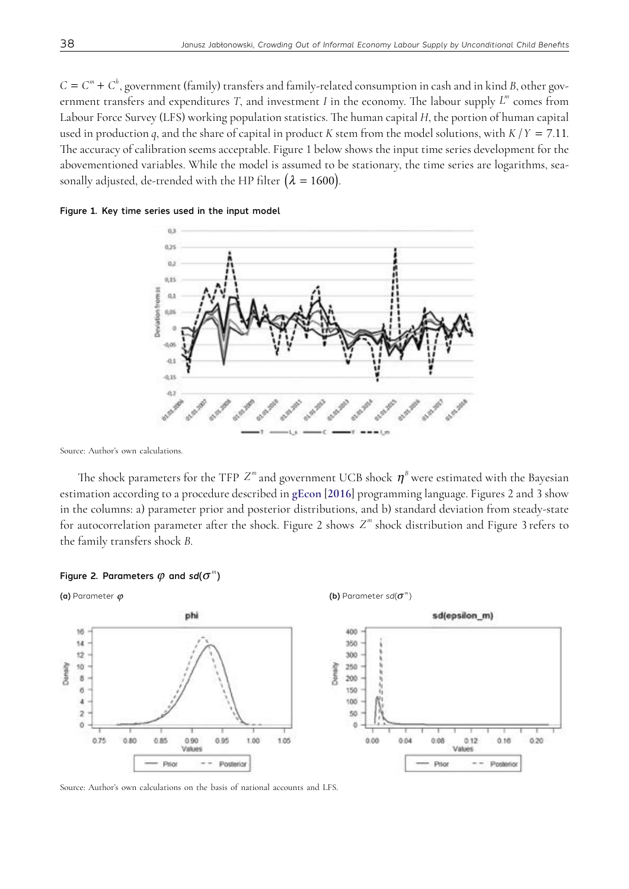$C = C^m + C^h$, government (family) transfers and family-related consumption in cash and in kind $B$, other government transfers and expenditures $T$, and investment $I$ in the economy. The labour supply $L^m$ comes from Labour Force Survey (LFS) working population statistics. The human capital $H$, the portion of human capital used in production $q$, and the share of capital in product $K$ stem from the model solutions, with $K/Y = 7.11$. The accuracy of calibration seems acceptable. Figure 1 below shows the input time series development for the abovementioned variables. While the model is assumed to be stationary, the time series are logarithms, seasonally adjusted, de-trended with the HP filter $(\lambda = 1600)$.

**Figure 1. Key time series used in the input model**

Source: Author's own calculations.

The shock parameters for the TFP $Z^m$ and government UCB shock $\eta^B$ were estimated with the Bayesian estimation according to a procedure described in **gEcon [2016]** programming language. Figures 2 and 3 show in the columns: a) parameter prior and posterior distributions, and b) standard deviation from steady-state for autocorrelation parameter after the shock. Figure 2 shows $Z^m$ shock distribution and Figure 3 refers to the family transfers shock $B$.

**Figure 2. Parameters $\varphi$ and $sd(\sigma^m)$**

**(a)** Parameter $\varphi$

**(b)** Parameter $sd(\sigma^m)$

Source: Author's own calculations on the basis of national accounts and LFS.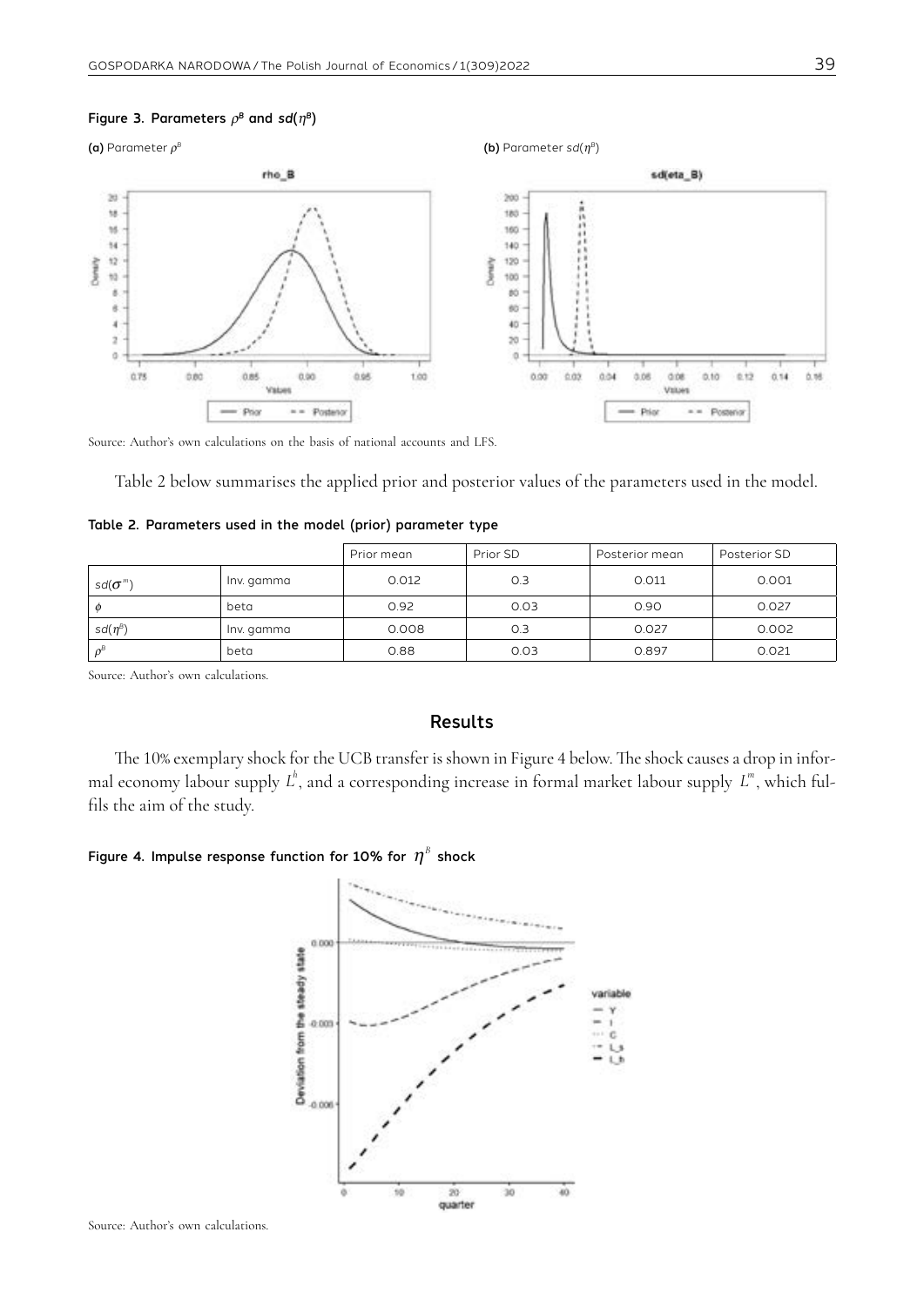**Figure 3. Parameters $\rho^B$ and $sd(\eta^B)$**

**(a)** Parameter $\rho^B$

**(b)** Parameter $sd(\eta^B)$

Source: Author's own calculations on the basis of national accounts and LFS.

Table 2 below summarises the applied prior and posterior values of the parameters used in the model.

**Table 2. Parameters used in the model (prior) parameter type**

| | | Prior mean | Prior SD | Posterior mean | Posterior SD |
|---|---|---|---|---|---|
| $sd(\sigma^m)$ | Inv. gamma | 0.012 | 0.3 | 0.011 | 0.001 |
| $\phi$ | beta | 0.92 | 0.03 | 0.90 | 0.027 |
| $sd(\eta^B)$ | Inv. gamma | 0.008 | 0.3 | 0.027 | 0.002 |
| $\rho^B$ | beta | 0.88 | 0.03 | 0.897 | 0.021 |

Source: Author's own calculations.

## Results

The 10% exemplary shock for the UCB transfer is shown in Figure 4 below. The shock causes a drop in informal economy labour supply $L^h$, and a corresponding increase in formal market labour supply $L^m$, which fulfils the aim of the study.

**Figure 4. Impulse response function for 10% for $\eta^B$ shock**

Source: Author's own calculations.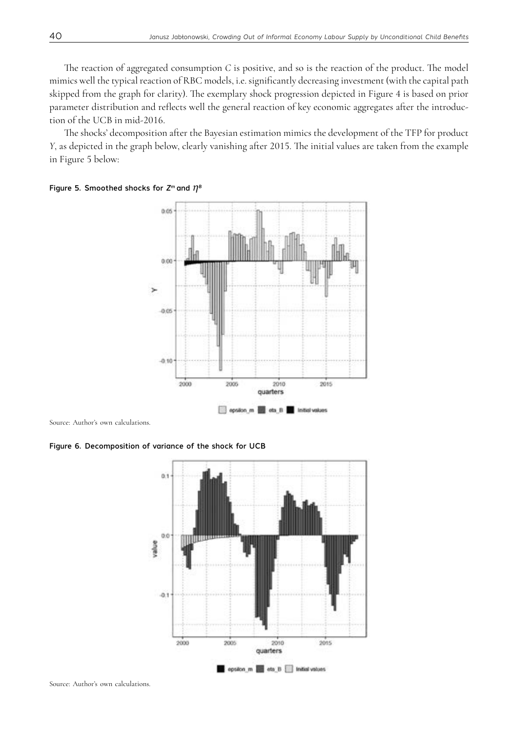The reaction of aggregated consumption $C$ is positive, and so is the reaction of the product. The model mimics well the typical reaction of RBC models, i.e. significantly decreasing investment (with the capital path skipped from the graph for clarity). The exemplary shock progression depicted in Figure 4 is based on prior parameter distribution and reflects well the general reaction of key economic aggregates after the introduction of the UCB in mid-2016.

The shocks' decomposition after the Bayesian estimation mimics the development of the TFP for product $Y$, as depicted in the graph below, clearly vanishing after 2015. The initial values are taken from the example in Figure 5 below:

**Figure 5. Smoothed shocks for $Z^m$ and $\eta^B$**

Source: Author's own calculations.

**Figure 6. Decomposition of variance of the shock for UCB**

Source: Author's own calculations.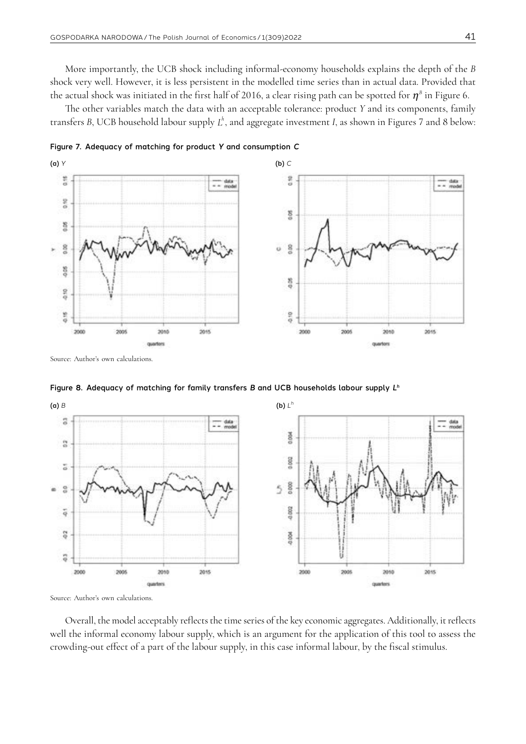More importantly, the UCB shock including informal-economy households explains the depth of the $B$ shock very well. However, it is less persistent in the modelled time series than in actual data. Provided that the actual shock was initiated in the first half of 2016, a clear rising path can be spotted for $\eta^B$ in Figure 6.

The other variables match the data with an acceptable tolerance: product $Y$ and its components, family transfers $B$, UCB household labour supply $L^h$, and aggregate investment $I$, as shown in Figures 7 and 8 below:

**Figure 7. Adequacy of matching for product $Y$ and consumption $C$**

**(a)** $Y$ **(b)** $C$

Source: Author's own calculations.

**Figure 8. Adequacy of matching for family transfers $B$ and UCB households labour supply $L^h$**

**(a)** $B$ **(b)** $L^h$

Source: Author's own calculations.

Overall, the model acceptably reflects the time series of the key economic aggregates. Additionally, it reflects well the informal economy labour supply, which is an argument for the application of this tool to assess the crowding-out effect of a part of the labour supply, in this case informal labour, by the fiscal stimulus.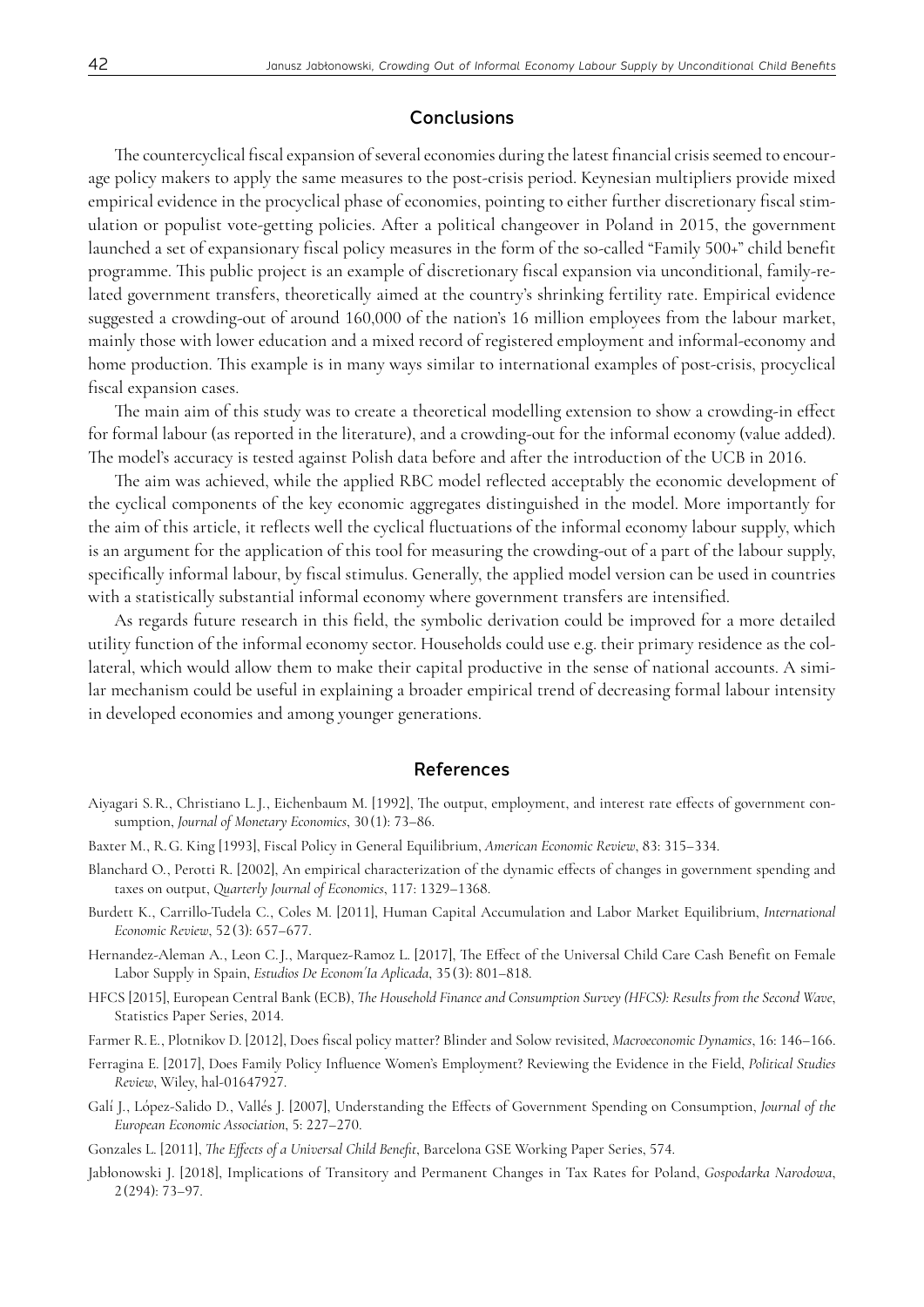## Conclusions

The countercyclical fiscal expansion of several economies during the latest financial crisis seemed to encourage policy makers to apply the same measures to the post-crisis period. Keynesian multipliers provide mixed empirical evidence in the procyclical phase of economies, pointing to either further discretionary fiscal stimulation or populist vote-getting policies. After a political changeover in Poland in 2015, the government launched a set of expansionary fiscal policy measures in the form of the so-called "Family 500+" child benefit programme. This public project is an example of discretionary fiscal expansion via unconditional, family-related government transfers, theoretically aimed at the country's shrinking fertility rate. Empirical evidence suggested a crowding-out of around 160,000 of the nation's 16 million employees from the labour market, mainly those with lower education and a mixed record of registered employment and informal-economy and home production. This example is in many ways similar to international examples of post-crisis, procyclical fiscal expansion cases.

The main aim of this study was to create a theoretical modelling extension to show a crowding-in effect for formal labour (as reported in the literature), and a crowding-out for the informal economy (value added). The model's accuracy is tested against Polish data before and after the introduction of the UCB in 2016.

The aim was achieved, while the applied RBC model reflected acceptably the economic development of the cyclical components of the key economic aggregates distinguished in the model. More importantly for the aim of this article, it reflects well the cyclical fluctuations of the informal economy labour supply, which is an argument for the application of this tool for measuring the crowding-out of a part of the labour supply, specifically informal labour, by fiscal stimulus. Generally, the applied model version can be used in countries with a statistically substantial informal economy where government transfers are intensified.

As regards future research in this field, the symbolic derivation could be improved for a more detailed utility function of the informal economy sector. Households could use e.g. their primary residence as the collateral, which would allow them to make their capital productive in the sense of national accounts. A similar mechanism could be useful in explaining a broader empirical trend of decreasing formal labour intensity in developed economies and among younger generations.

## References

Aiyagari S.R., Christiano L.J., Eichenbaum M. [1992], The output, employment, and interest rate effects of government consumption, *Journal of Monetary Economics*, 30(1): 73–86.

Baxter M., R.G. King [1993], Fiscal Policy in General Equilibrium, *American Economic Review*, 83: 315–334.

Blanchard O., Perotti R. [2002], An empirical characterization of the dynamic effects of changes in government spending and taxes on output, *Quarterly Journal of Economics*, 117: 1329–1368.

Burdett K., Carrillo-Tudela C., Coles M. [2011], Human Capital Accumulation and Labor Market Equilibrium, *International Economic Review*, 52(3): 657–677.

Hernandez-Aleman A., Leon C.J., Marquez-Ramoz L. [2017], The Effect of the Universal Child Care Cash Benefit on Female Labor Supply in Spain, *Estudios De Econom'Ia Aplicada*, 35(3): 801–818.

HFCS [2015], European Central Bank (ECB), *The Household Finance and Consumption Survey (HFCS): Results from the Second Wave*, Statistics Paper Series, 2014.

Farmer R.E., Plotnikov D. [2012], Does fiscal policy matter? Blinder and Solow revisited, *Macroeconomic Dynamics*, 16: 146–166.

Ferragina E. [2017], Does Family Policy Influence Women's Employment? Reviewing the Evidence in the Field, *Political Studies Review*, Wiley, hal-01647927.

Galí J., López-Salido D., Vallés J. [2007], Understanding the Effects of Government Spending on Consumption, *Journal of the European Economic Association*, 5: 227–270.

Gonzales L. [2011], *The Effects of a Universal Child Benefit*, Barcelona GSE Working Paper Series, 574.

Jablonowski J. [2018], Implications of Transitory and Permanent Changes in Tax Rates for Poland, *Gospodarka Narodowa*, 2(294): 73–97.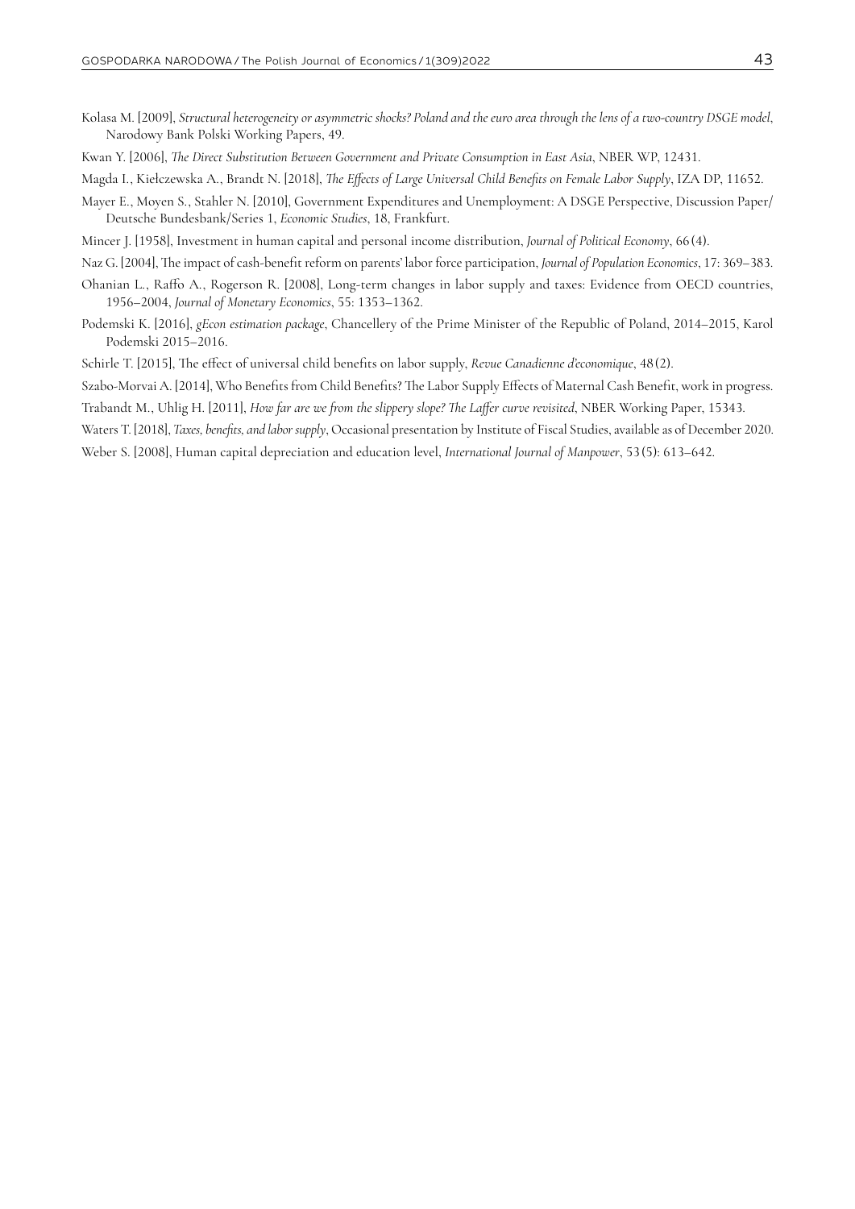Kolasa M. [2009], *Structural heterogeneity or asymmetric shocks? Poland and the euro area through the lens of a two-country DSGE model*, Narodowy Bank Polski Working Papers, 49.

Kwan Y. [2006], *The Direct Substitution Between Government and Private Consumption in East Asia*, NBER WP, 12431.

Magda I., Kiełczewska A., Brandt N. [2018], *The Effects of Large Universal Child Benefits on Female Labor Supply*, IZA DP, 11652.

Mayer E., Moyen S., Stahler N. [2010], Government Expenditures and Unemployment: A DSGE Perspective, Discussion Paper/Deutsche Bundesbank/Series 1, *Economic Studies*, 18, Frankfurt.

Mincer J. [1958], Investment in human capital and personal income distribution, *Journal of Political Economy*, 66(4).

Naz G. [2004], The impact of cash-benefit reform on parents' labor force participation, *Journal of Population Economics*, 17: 369–383.

Ohanian L., Raffo A., Rogerson R. [2008], Long-term changes in labor supply and taxes: Evidence from OECD countries, 1956–2004, *Journal of Monetary Economics*, 55: 1353–1362.

Podemski K. [2016], *gEcon estimation package*, Chancellery of the Prime Minister of the Republic of Poland, 2014–2015, Karol Podemski 2015–2016.

Schirle T. [2015], The effect of universal child benefits on labor supply, *Revue Canadienne d'economique*, 48(2).

Szabo-Morvai A. [2014], Who Benefits from Child Benefits? The Labor Supply Effects of Maternal Cash Benefit, work in progress.

Trabandt M., Uhlig H. [2011], *How far are we from the slippery slope? The Laffer curve revisited*, NBER Working Paper, 15343.

Waters T. [2018], *Taxes, benefits, and labor supply*, Occasional presentation by Institute of Fiscal Studies, available as of December 2020.

Weber S. [2008], Human capital depreciation and education level, *International Journal of Manpower*, 53(5): 613–642.